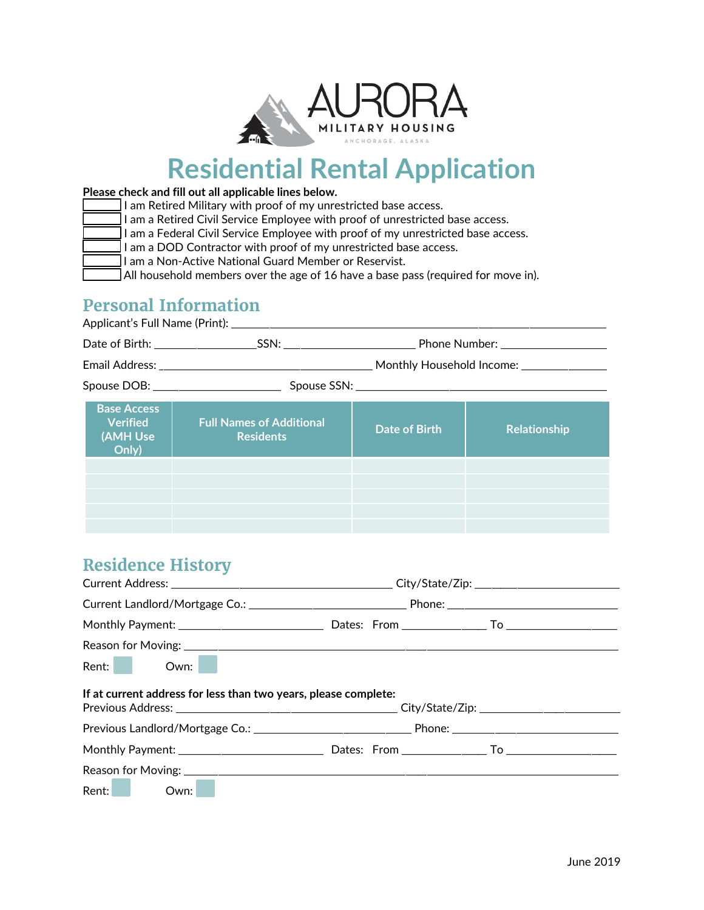AURORA MILITARY HOUSING
ANCHORAGE, ALASKA

# Residential Rental Application

**Please check and fill out all applicable lines below.**

- [ ] I am Retired Military with proof of my unrestricted base access.
- [ ] I am a Retired Civil Service Employee with proof of unrestricted base access.
- [ ] I am a Federal Civil Service Employee with proof of my unrestricted base access.
- [ ] I am a DOD Contractor with proof of my unrestricted base access.
- [ ] I am a Non-Active National Guard Member or Reservist.
- [ ] All household members over the age of 16 have a base pass (required for move in).

## Personal Information

Applicant's Full Name (Print): ____________________

Date of Birth: ____________ SSN: ____________ Phone Number: ____________

Email Address: ____________________ Monthly Household Income: ____________

Spouse DOB: ____________ Spouse SSN: ____________________

| Base Access Verified (AMH Use Only) | Full Names of Additional Residents | Date of Birth | Relationship |
|---|---|---|---|
| | | | |
| | | | |
| | | | |
| | | | |
| | | | |

## Residence History

Current Address: ____________________ City/State/Zip: ____________

Current Landlord/Mortgage Co.: ____________________ Phone: ____________

Monthly Payment: ____________ Dates: From ____________ To ____________

Reason for Moving: ____________________

Rent: [ ] Own: [ ]

**If at current address for less than two years, please complete:**

Previous Address: ____________________ City/State/Zip: ____________

Previous Landlord/Mortgage Co.: ____________________ Phone: ____________

Monthly Payment: ____________ Dates: From ____________ To ____________

Reason for Moving: ____________________

Rent: [ ] Own: [ ]

June 2019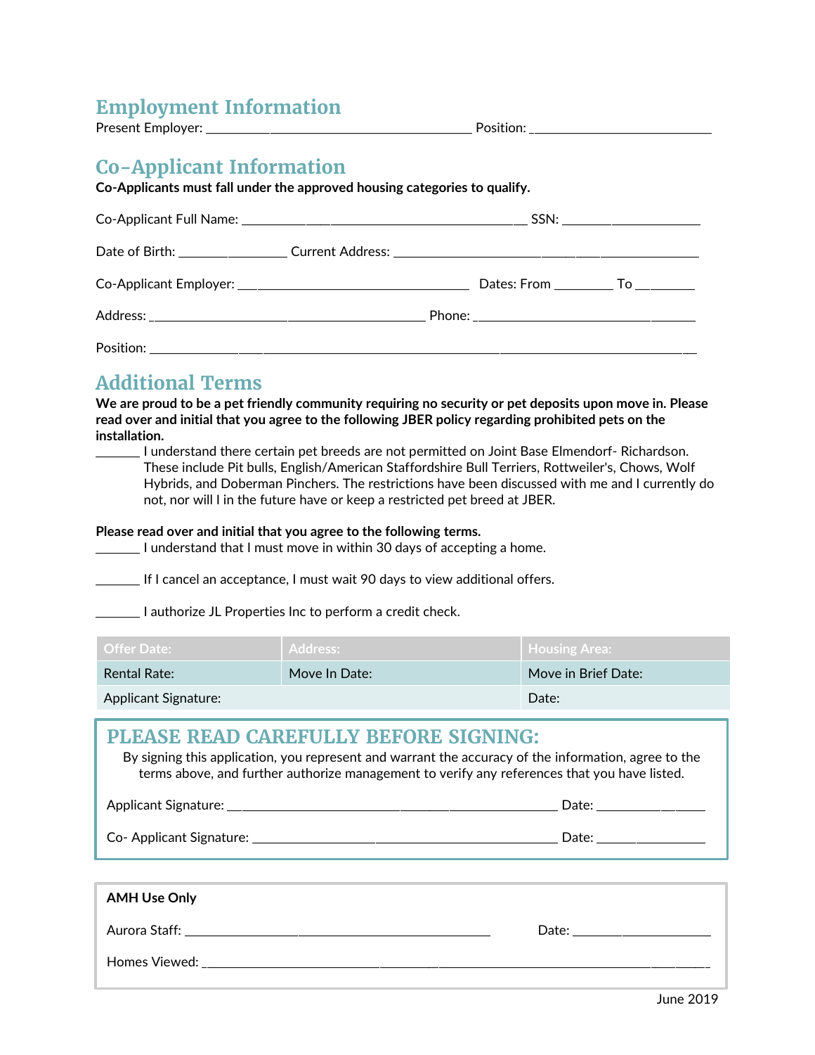## Employment Information

Present Employer: ______________________________________ Position: __________________________

## Co-Applicant Information

**Co-Applicants must fall under the approved housing categories to qualify.**

Co-Applicant Full Name: _________________________________________ SSN: ____________________

Date of Birth: ________________ Current Address: ____________________________________________

Co-Applicant Employer: _________________________________ Dates: From ________ To ________

Address: ________________________________________ Phone: ________________________________

Position: ________________________________________________________________________________

## Additional Terms

**We are proud to be a pet friendly community requiring no security or pet deposits upon move in. Please read over and initial that you agree to the following JBER policy regarding prohibited pets on the installation.**

_______ I understand there certain pet breeds are not permitted on Joint Base Elmendorf- Richardson. These include Pit bulls, English/American Staffordshire Bull Terriers, Rottweiler's, Chows, Wolf Hybrids, and Doberman Pinchers. The restrictions have been discussed with me and I currently do not, nor will I in the future have or keep a restricted pet breed at JBER.

**Please read over and initial that you agree to the following terms.**

_______ I understand that I must move in within 30 days of accepting a home.

_______ If I cancel an acceptance, I must wait 90 days to view additional offers.

_______ I authorize JL Properties Inc to perform a credit check.

| Offer Date: | Address: | Housing Area: |
|---|---|---|
| Rental Rate: | Move In Date: | Move in Brief Date: |
| Applicant Signature: | | Date: |

## PLEASE READ CAREFULLY BEFORE SIGNING:

By signing this application, you represent and warrant the accuracy of the information, agree to the terms above, and further authorize management to verify any references that you have listed.

Applicant Signature: _______________________________________________ Date: ________________

Co- Applicant Signature: ____________________________________________ Date: ________________

**AMH Use Only**

Aurora Staff: ____________________________________________ Date: ____________________

Homes Viewed: ________________________________________________________________________

June 2019